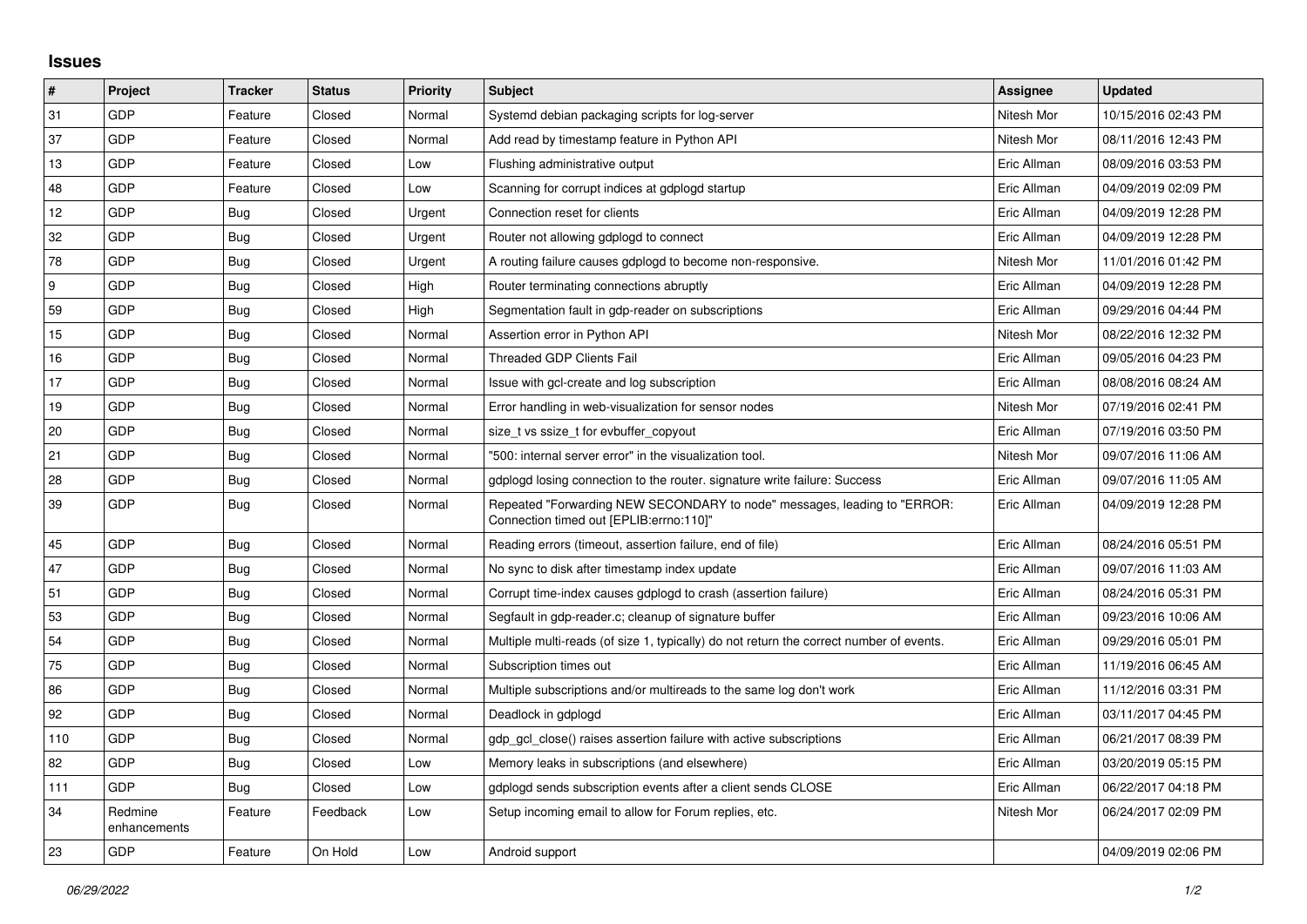## Issues

| # | Project | Tracker | Status | Priority | Subject | Assignee | Updated |
|---|---|---|---|---|---|---|---|
| 31 | GDP | Feature | Closed | Normal | Systemd debian packaging scripts for log-server | Nitesh Mor | 10/15/2016 02:43 PM |
| 37 | GDP | Feature | Closed | Normal | Add read by timestamp feature in Python API | Nitesh Mor | 08/11/2016 12:43 PM |
| 13 | GDP | Feature | Closed | Low | Flushing administrative output | Eric Allman | 08/09/2016 03:53 PM |
| 48 | GDP | Feature | Closed | Low | Scanning for corrupt indices at gdplogd startup | Eric Allman | 04/09/2019 02:09 PM |
| 12 | GDP | Bug | Closed | Urgent | Connection reset for clients | Eric Allman | 04/09/2019 12:28 PM |
| 32 | GDP | Bug | Closed | Urgent | Router not allowing gdplogd to connect | Eric Allman | 04/09/2019 12:28 PM |
| 78 | GDP | Bug | Closed | Urgent | A routing failure causes gdplogd to become non-responsive. | Nitesh Mor | 11/01/2016 01:42 PM |
| 9 | GDP | Bug | Closed | High | Router terminating connections abruptly | Eric Allman | 04/09/2019 12:28 PM |
| 59 | GDP | Bug | Closed | High | Segmentation fault in gdp-reader on subscriptions | Eric Allman | 09/29/2016 04:44 PM |
| 15 | GDP | Bug | Closed | Normal | Assertion error in Python API | Nitesh Mor | 08/22/2016 12:32 PM |
| 16 | GDP | Bug | Closed | Normal | Threaded GDP Clients Fail | Eric Allman | 09/05/2016 04:23 PM |
| 17 | GDP | Bug | Closed | Normal | Issue with gcl-create and log subscription | Eric Allman | 08/08/2016 08:24 AM |
| 19 | GDP | Bug | Closed | Normal | Error handling in web-visualization for sensor nodes | Nitesh Mor | 07/19/2016 02:41 PM |
| 20 | GDP | Bug | Closed | Normal | size_t vs ssize_t for evbuffer_copyout | Eric Allman | 07/19/2016 03:50 PM |
| 21 | GDP | Bug | Closed | Normal | "500: internal server error" in the visualization tool. | Nitesh Mor | 09/07/2016 11:06 AM |
| 28 | GDP | Bug | Closed | Normal | gdplogd losing connection to the router. signature write failure: Success | Eric Allman | 09/07/2016 11:05 AM |
| 39 | GDP | Bug | Closed | Normal | Repeated "Forwarding NEW SECONDARY to node" messages, leading to "ERROR: Connection timed out [EPLIB:errno:110]" | Eric Allman | 04/09/2019 12:28 PM |
| 45 | GDP | Bug | Closed | Normal | Reading errors (timeout, assertion failure, end of file) | Eric Allman | 08/24/2016 05:51 PM |
| 47 | GDP | Bug | Closed | Normal | No sync to disk after timestamp index update | Eric Allman | 09/07/2016 11:03 AM |
| 51 | GDP | Bug | Closed | Normal | Corrupt time-index causes gdplogd to crash (assertion failure) | Eric Allman | 08/24/2016 05:31 PM |
| 53 | GDP | Bug | Closed | Normal | Segfault in gdp-reader.c; cleanup of signature buffer | Eric Allman | 09/23/2016 10:06 AM |
| 54 | GDP | Bug | Closed | Normal | Multiple multi-reads (of size 1, typically) do not return the correct number of events. | Eric Allman | 09/29/2016 05:01 PM |
| 75 | GDP | Bug | Closed | Normal | Subscription times out | Eric Allman | 11/19/2016 06:45 AM |
| 86 | GDP | Bug | Closed | Normal | Multiple subscriptions and/or multireads to the same log don't work | Eric Allman | 11/12/2016 03:31 PM |
| 92 | GDP | Bug | Closed | Normal | Deadlock in gdplogd | Eric Allman | 03/11/2017 04:45 PM |
| 110 | GDP | Bug | Closed | Normal | gdp_gcl_close() raises assertion failure with active subscriptions | Eric Allman | 06/21/2017 08:39 PM |
| 82 | GDP | Bug | Closed | Low | Memory leaks in subscriptions (and elsewhere) | Eric Allman | 03/20/2019 05:15 PM |
| 111 | GDP | Bug | Closed | Low | gdplogd sends subscription events after a client sends CLOSE | Eric Allman | 06/22/2017 04:18 PM |
| 34 | Redmine enhancements | Feature | Feedback | Low | Setup incoming email to allow for Forum replies, etc. | Nitesh Mor | 06/24/2017 02:09 PM |
| 23 | GDP | Feature | On Hold | Low | Android support | | 04/09/2019 02:06 PM |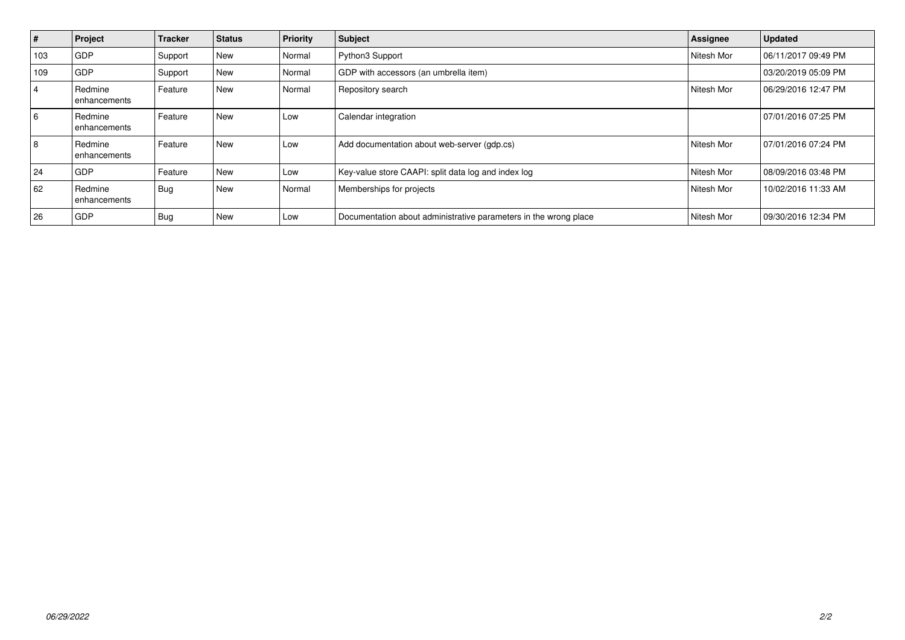| # | Project | Tracker | Status | Priority | Subject | Assignee | Updated |
|---|---|---|---|---|---|---|---|
| 103 | GDP | Support | New | Normal | Python3 Support | Nitesh Mor | 06/11/2017 09:49 PM |
| 109 | GDP | Support | New | Normal | GDP with accessors (an umbrella item) | | 03/20/2019 05:09 PM |
| 4 | Redmine enhancements | Feature | New | Normal | Repository search | Nitesh Mor | 06/29/2016 12:47 PM |
| 6 | Redmine enhancements | Feature | New | Low | Calendar integration | | 07/01/2016 07:25 PM |
| 8 | Redmine enhancements | Feature | New | Low | Add documentation about web-server (gdp.cs) | Nitesh Mor | 07/01/2016 07:24 PM |
| 24 | GDP | Feature | New | Low | Key-value store CAAPI: split data log and index log | Nitesh Mor | 08/09/2016 03:48 PM |
| 62 | Redmine enhancements | Bug | New | Normal | Memberships for projects | Nitesh Mor | 10/02/2016 11:33 AM |
| 26 | GDP | Bug | New | Low | Documentation about administrative parameters in the wrong place | Nitesh Mor | 09/30/2016 12:34 PM |